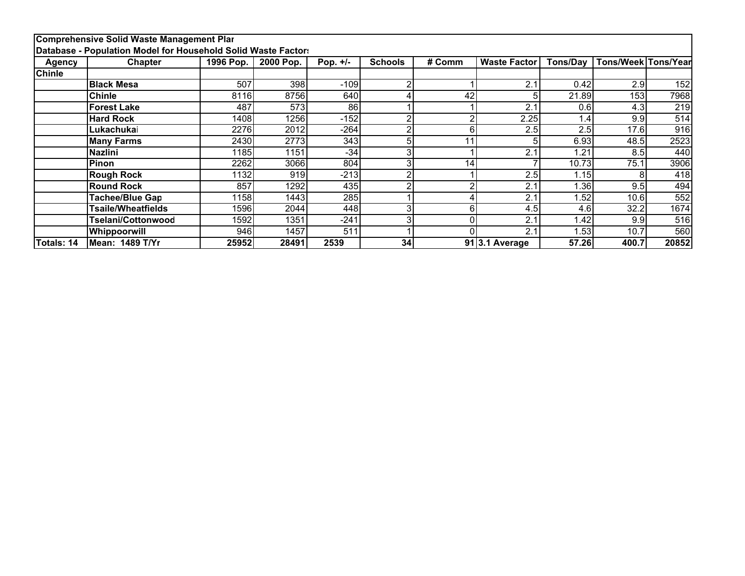**Comprehensive Solid Waste Management Plan**

**Database - Population Model for Household Solid Waste Factors**

| Agency | Chapter | 1996 Pop. | 2000 Pop. | Pop. +/- | Schools | # Comm | Waste Factor | Tons/Day | Tons/Week | Tons/Year |
|---|---|---|---|---|---|---|---|---|---|---|
| **Chinle** | | | | | | | | | | |
| | **Black Mesa** | 507 | 398 | -109 | 2 | 1 | 2.1 | 0.42 | 2.9 | 152 |
| | **Chinle** | 8116 | 8756 | 640 | 4 | 42 | 5 | 21.89 | 153 | 7968 |
| | **Forest Lake** | 487 | 573 | 86 | 1 | 1 | 2.1 | 0.6 | 4.3 | 219 |
| | **Hard Rock** | 1408 | 1256 | -152 | 2 | 2 | 2.25 | 1.4 | 9.9 | 514 |
| | **Lukachukai** | 2276 | 2012 | -264 | 2 | 6 | 2.5 | 2.5 | 17.6 | 916 |
| | **Many Farms** | 2430 | 2773 | 343 | 5 | 11 | 5 | 6.93 | 48.5 | 2523 |
| | **Nazlini** | 1185 | 1151 | -34 | 3 | 1 | 2.1 | 1.21 | 8.5 | 440 |
| | **Pinon** | 2262 | 3066 | 804 | 3 | 14 | 7 | 10.73 | 75.1 | 3906 |
| | **Rough Rock** | 1132 | 919 | -213 | 2 | 1 | 2.5 | 1.15 | 8 | 418 |
| | **Round Rock** | 857 | 1292 | 435 | 2 | 2 | 2.1 | 1.36 | 9.5 | 494 |
| | **Tachee/Blue Gap** | 1158 | 1443 | 285 | 1 | 4 | 2.1 | 1.52 | 10.6 | 552 |
| | **Tsaile/Wheatfields** | 1596 | 2044 | 448 | 3 | 6 | 4.5 | 4.6 | 32.2 | 1674 |
| | **Tselani/Cottonwood** | 1592 | 1351 | -241 | 3 | 0 | 2.1 | 1.42 | 9.9 | 516 |
| | **Whippoorwill** | 946 | 1457 | 511 | 1 | 0 | 2.1 | 1.53 | 10.7 | 560 |
| **Totals: 14** | **Mean: 1489 T/Yr** | **25952** | **28491** | **2539** | **34** | **91** | **3.1 Average** | **57.26** | **400.7** | **20852** |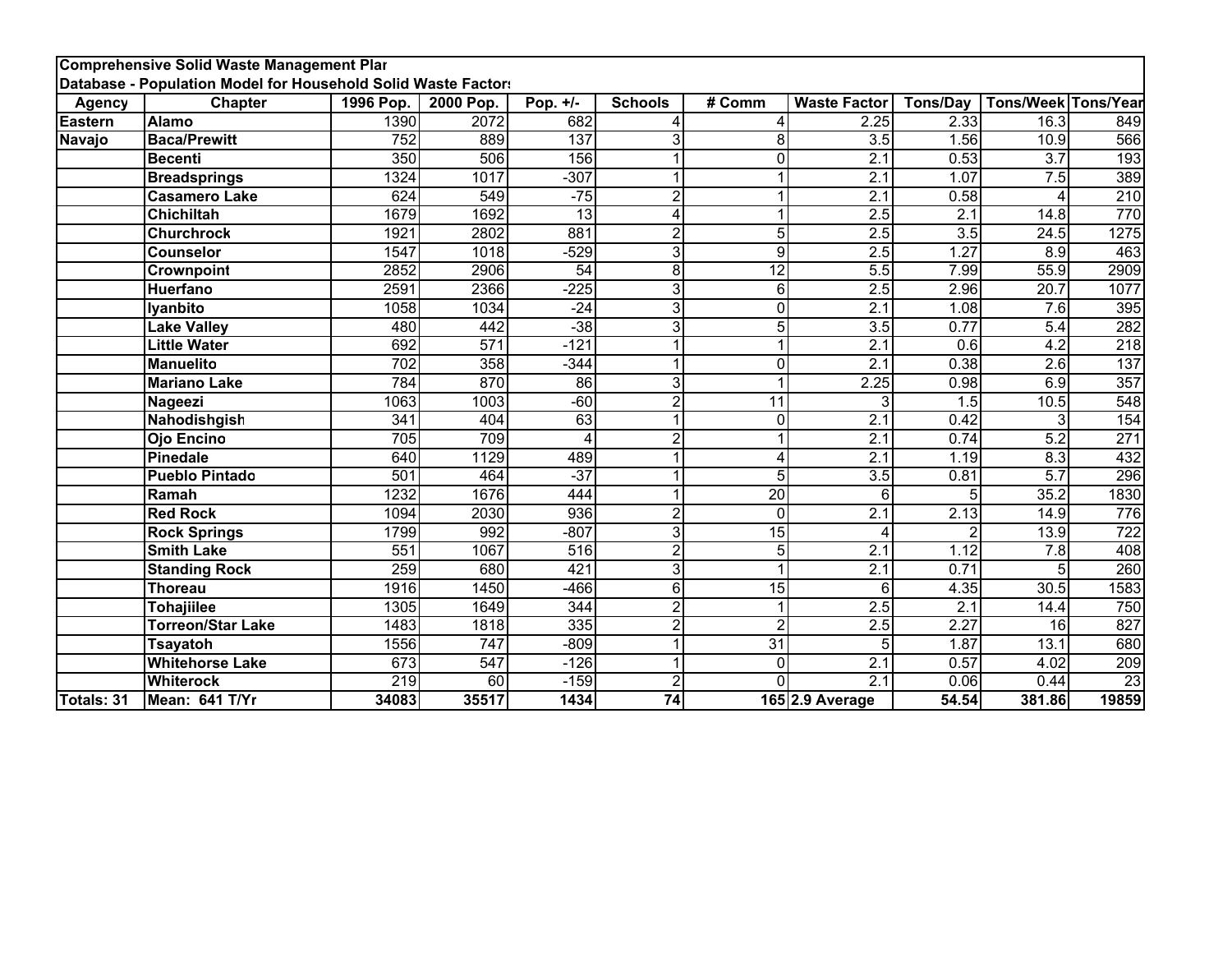**Comprehensive Solid Waste Management Plan**

**Database - Population Model for Household Solid Waste Factors**

| Agency | Chapter | 1996 Pop. | 2000 Pop. | Pop. +/- | Schools | # Comm | Waste Factor | Tons/Day | Tons/Week | Tons/Year |
|---|---|---|---|---|---|---|---|---|---|---|
| **Eastern** | **Alamo** | 1390 | 2072 | 682 | 4 | 4 | 2.25 | 2.33 | 16.3 | 849 |
| **Navajo** | **Baca/Prewitt** | 752 | 889 | 137 | 3 | 8 | 3.5 | 1.56 | 10.9 | 566 |
| | **Becenti** | 350 | 506 | 156 | 1 | 0 | 2.1 | 0.53 | 3.7 | 193 |
| | **Breadsprings** | 1324 | 1017 | -307 | 1 | 1 | 2.1 | 1.07 | 7.5 | 389 |
| | **Casamero Lake** | 624 | 549 | -75 | 2 | 1 | 2.1 | 0.58 | 4 | 210 |
| | **Chichiltah** | 1679 | 1692 | 13 | 4 | 1 | 2.5 | 2.1 | 14.8 | 770 |
| | **Churchrock** | 1921 | 2802 | 881 | 2 | 5 | 2.5 | 3.5 | 24.5 | 1275 |
| | **Counselor** | 1547 | 1018 | -529 | 3 | 9 | 2.5 | 1.27 | 8.9 | 463 |
| | **Crownpoint** | 2852 | 2906 | 54 | 8 | 12 | 5.5 | 7.99 | 55.9 | 2909 |
| | **Huerfano** | 2591 | 2366 | -225 | 3 | 6 | 2.5 | 2.96 | 20.7 | 1077 |
| | **Iyanbito** | 1058 | 1034 | -24 | 3 | 0 | 2.1 | 1.08 | 7.6 | 395 |
| | **Lake Valley** | 480 | 442 | -38 | 3 | 5 | 3.5 | 0.77 | 5.4 | 282 |
| | **Little Water** | 692 | 571 | -121 | 1 | 1 | 2.1 | 0.6 | 4.2 | 218 |
| | **Manuelito** | 702 | 358 | -344 | 1 | 0 | 2.1 | 0.38 | 2.6 | 137 |
| | **Mariano Lake** | 784 | 870 | 86 | 3 | 1 | 2.25 | 0.98 | 6.9 | 357 |
| | **Nageezi** | 1063 | 1003 | -60 | 2 | 11 | 3 | 1.5 | 10.5 | 548 |
| | **Nahodishgish** | 341 | 404 | 63 | 1 | 0 | 2.1 | 0.42 | 3 | 154 |
| | **Ojo Encino** | 705 | 709 | 4 | 2 | 1 | 2.1 | 0.74 | 5.2 | 271 |
| | **Pinedale** | 640 | 1129 | 489 | 1 | 4 | 2.1 | 1.19 | 8.3 | 432 |
| | **Pueblo Pintado** | 501 | 464 | -37 | 1 | 5 | 3.5 | 0.81 | 5.7 | 296 |
| | **Ramah** | 1232 | 1676 | 444 | 1 | 20 | 6 | 5 | 35.2 | 1830 |
| | **Red Rock** | 1094 | 2030 | 936 | 2 | 0 | 2.1 | 2.13 | 14.9 | 776 |
| | **Rock Springs** | 1799 | 992 | -807 | 3 | 15 | 4 | 2 | 13.9 | 722 |
| | **Smith Lake** | 551 | 1067 | 516 | 2 | 5 | 2.1 | 1.12 | 7.8 | 408 |
| | **Standing Rock** | 259 | 680 | 421 | 3 | 1 | 2.1 | 0.71 | 5 | 260 |
| | **Thoreau** | 1916 | 1450 | -466 | 6 | 15 | 6 | 4.35 | 30.5 | 1583 |
| | **Tohajiilee** | 1305 | 1649 | 344 | 2 | 1 | 2.5 | 2.1 | 14.4 | 750 |
| | **Torreon/Star Lake** | 1483 | 1818 | 335 | 2 | 2 | 2.5 | 2.27 | 16 | 827 |
| | **Tsayatoh** | 1556 | 747 | -809 | 1 | 31 | 5 | 1.87 | 13.1 | 680 |
| | **Whitehorse Lake** | 673 | 547 | -126 | 1 | 0 | 2.1 | 0.57 | 4.02 | 209 |
| | **Whiterock** | 219 | 60 | -159 | 2 | 0 | 2.1 | 0.06 | 0.44 | 23 |
| **Totals: 31** | **Mean: 641 T/Yr** | **34083** | **35517** | **1434** | **74** | **165** | **2.9 Average** | **54.54** | **381.86** | **19859** |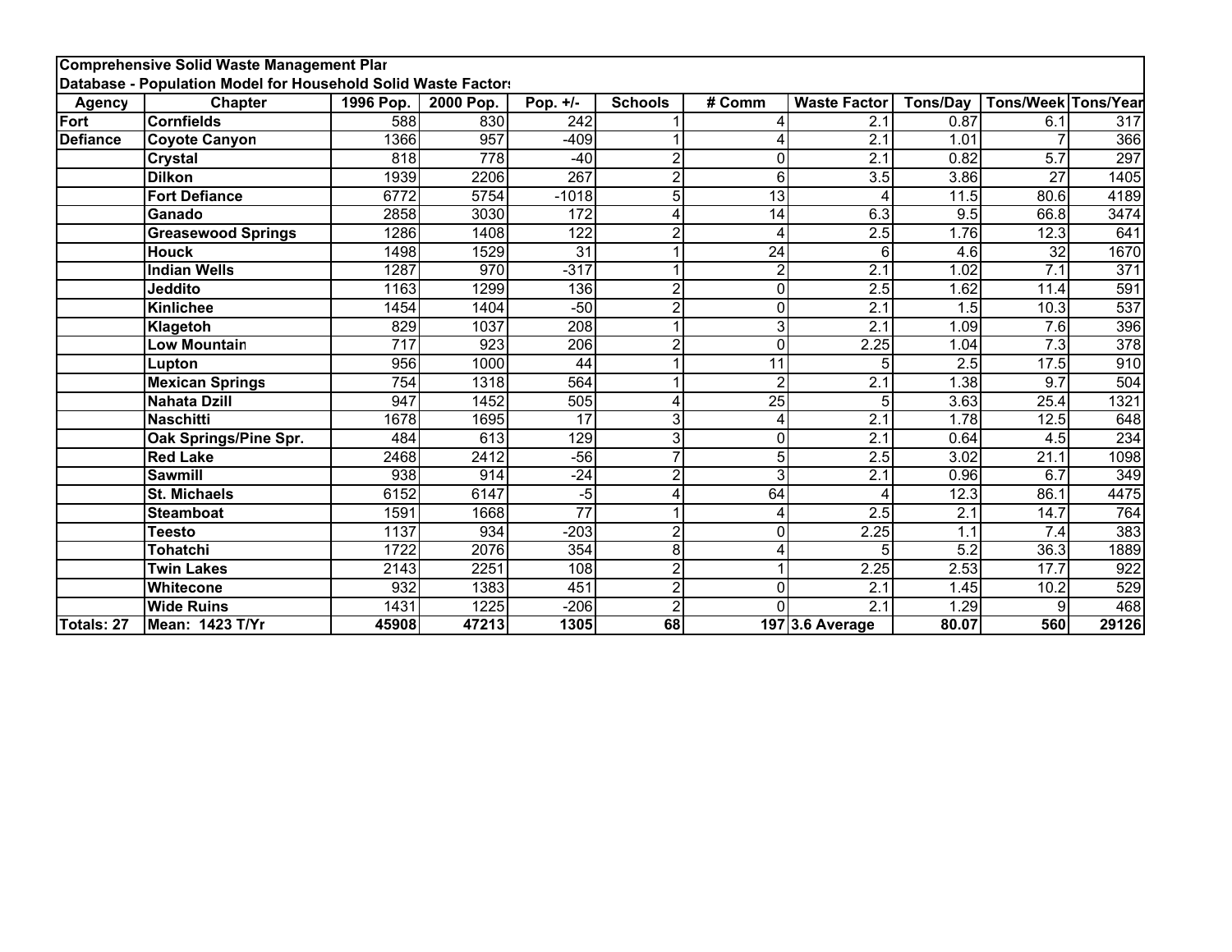**Comprehensive Solid Waste Management Plan**

**Database - Population Model for Household Solid Waste Factors**

| Agency | Chapter | 1996 Pop. | 2000 Pop. | Pop. +/- | Schools | # Comm | Waste Factor | Tons/Day | Tons/Week | Tons/Year |
|---|---|---|---|---|---|---|---|---|---|---|
| **Fort** | **Cornfields** | 588 | 830 | 242 | 1 | 4 | 2.1 | 0.87 | 6.1 | 317 |
| **Defiance** | **Coyote Canyon** | 1366 | 957 | -409 | 1 | 4 | 2.1 | 1.01 | 7 | 366 |
| | **Crystal** | 818 | 778 | -40 | 2 | 0 | 2.1 | 0.82 | 5.7 | 297 |
| | **Dilkon** | 1939 | 2206 | 267 | 2 | 6 | 3.5 | 3.86 | 27 | 1405 |
| | **Fort Defiance** | 6772 | 5754 | -1018 | 5 | 13 | 4 | 11.5 | 80.6 | 4189 |
| | **Ganado** | 2858 | 3030 | 172 | 4 | 14 | 6.3 | 9.5 | 66.8 | 3474 |
| | **Greasewood Springs** | 1286 | 1408 | 122 | 2 | 4 | 2.5 | 1.76 | 12.3 | 641 |
| | **Houck** | 1498 | 1529 | 31 | 1 | 24 | 6 | 4.6 | 32 | 1670 |
| | **Indian Wells** | 1287 | 970 | -317 | 1 | 2 | 2.1 | 1.02 | 7.1 | 371 |
| | **Jeddito** | 1163 | 1299 | 136 | 2 | 0 | 2.5 | 1.62 | 11.4 | 591 |
| | **Kinlichee** | 1454 | 1404 | -50 | 2 | 0 | 2.1 | 1.5 | 10.3 | 537 |
| | **Klagetoh** | 829 | 1037 | 208 | 1 | 3 | 2.1 | 1.09 | 7.6 | 396 |
| | **Low Mountain** | 717 | 923 | 206 | 2 | 0 | 2.25 | 1.04 | 7.3 | 378 |
| | **Lupton** | 956 | 1000 | 44 | 1 | 11 | 5 | 2.5 | 17.5 | 910 |
| | **Mexican Springs** | 754 | 1318 | 564 | 1 | 2 | 2.1 | 1.38 | 9.7 | 504 |
| | **Nahata Dzill** | 947 | 1452 | 505 | 4 | 25 | 5 | 3.63 | 25.4 | 1321 |
| | **Naschitti** | 1678 | 1695 | 17 | 3 | 4 | 2.1 | 1.78 | 12.5 | 648 |
| | **Oak Springs/Pine Spr.** | 484 | 613 | 129 | 3 | 0 | 2.1 | 0.64 | 4.5 | 234 |
| | **Red Lake** | 2468 | 2412 | -56 | 7 | 5 | 2.5 | 3.02 | 21.1 | 1098 |
| | **Sawmill** | 938 | 914 | -24 | 2 | 3 | 2.1 | 0.96 | 6.7 | 349 |
| | **St. Michaels** | 6152 | 6147 | -5 | 4 | 64 | 4 | 12.3 | 86.1 | 4475 |
| | **Steamboat** | 1591 | 1668 | 77 | 1 | 4 | 2.5 | 2.1 | 14.7 | 764 |
| | **Teesto** | 1137 | 934 | -203 | 2 | 0 | 2.25 | 1.1 | 7.4 | 383 |
| | **Tohatchi** | 1722 | 2076 | 354 | 8 | 4 | 5 | 5.2 | 36.3 | 1889 |
| | **Twin Lakes** | 2143 | 2251 | 108 | 2 | 1 | 2.25 | 2.53 | 17.7 | 922 |
| | **Whitecone** | 932 | 1383 | 451 | 2 | 0 | 2.1 | 1.45 | 10.2 | 529 |
| | **Wide Ruins** | 1431 | 1225 | -206 | 2 | 0 | 2.1 | 1.29 | 9 | 468 |
| **Totals: 27** | **Mean: 1423 T/Yr** | **45908** | **47213** | **1305** | **68** | **197** | **3.6 Average** | **80.07** | **560** | **29126** |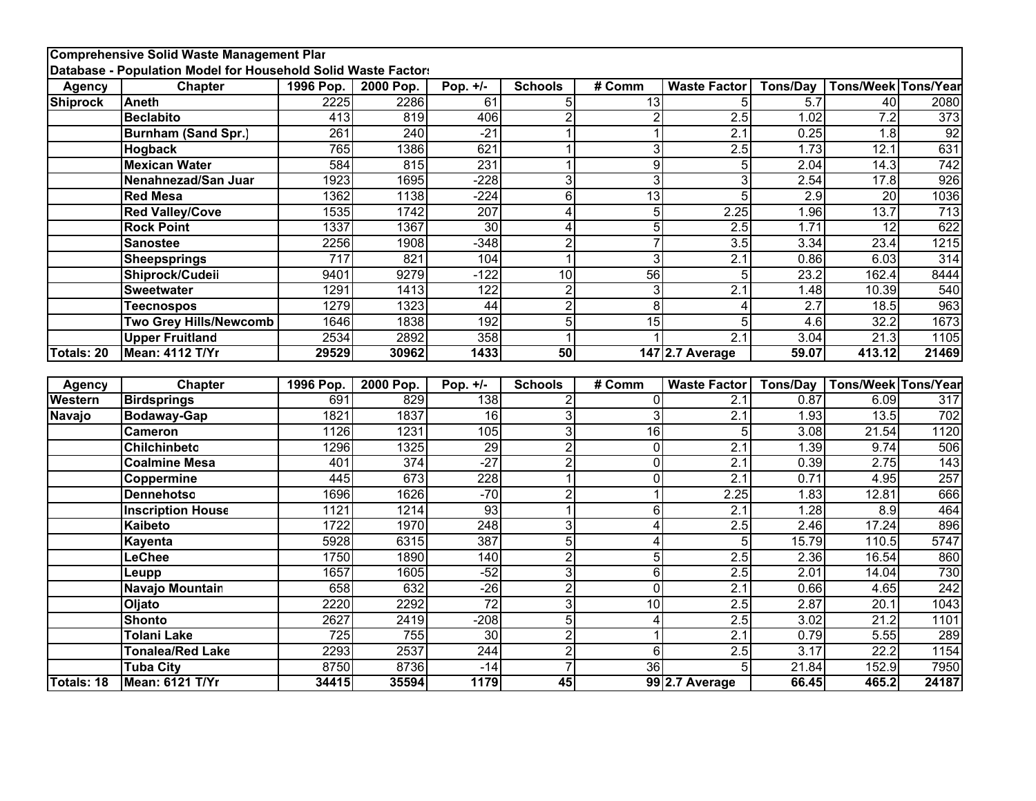**Comprehensive Solid Waste Management Plar**

**Database - Population Model for Household Solid Waste Factor:**

| Agency | Chapter | 1996 Pop. | 2000 Pop. | Pop. +/- | Schools | # Comm | Waste Factor | Tons/Day | Tons/Week | Tons/Year |
|---|---|---|---|---|---|---|---|---|---|---|
| Shiprock | Aneth | 2225 | 2286 | 61 | 5 | 13 | 5 | 5.7 | 40 | 2080 |
| | Beclabito | 413 | 819 | 406 | 2 | 2 | 2.5 | 1.02 | 7.2 | 373 |
| | Burnham (Sand Spr.) | 261 | 240 | -21 | 1 | 1 | 2.1 | 0.25 | 1.8 | 92 |
| | Hogback | 765 | 1386 | 621 | 1 | 3 | 2.5 | 1.73 | 12.1 | 631 |
| | Mexican Water | 584 | 815 | 231 | 1 | 9 | 5 | 2.04 | 14.3 | 742 |
| | Nenahnezad/San Juar | 1923 | 1695 | -228 | 3 | 3 | 3 | 2.54 | 17.8 | 926 |
| | Red Mesa | 1362 | 1138 | -224 | 6 | 13 | 5 | 2.9 | 20 | 1036 |
| | Red Valley/Cove | 1535 | 1742 | 207 | 4 | 5 | 2.25 | 1.96 | 13.7 | 713 |
| | Rock Point | 1337 | 1367 | 30 | 4 | 5 | 2.5 | 1.71 | 12 | 622 |
| | Sanostee | 2256 | 1908 | -348 | 2 | 7 | 3.5 | 3.34 | 23.4 | 1215 |
| | Sheepsprings | 717 | 821 | 104 | 1 | 3 | 2.1 | 0.86 | 6.03 | 314 |
| | Shiprock/Cudeii | 9401 | 9279 | -122 | 10 | 56 | 5 | 23.2 | 162.4 | 8444 |
| | Sweetwater | 1291 | 1413 | 122 | 2 | 3 | 2.1 | 1.48 | 10.39 | 540 |
| | Teecnospos | 1279 | 1323 | 44 | 2 | 8 | 4 | 2.7 | 18.5 | 963 |
| | Two Grey Hills/Newcomb | 1646 | 1838 | 192 | 5 | 15 | 5 | 4.6 | 32.2 | 1673 |
| | Upper Fruitland | 2534 | 2892 | 358 | 1 | 1 | 2.1 | 3.04 | 21.3 | 1105 |
| **Totals: 20** | **Mean: 4112 T/Yr** | **29529** | **30962** | **1433** | **50** | **147** | **2.7 Average** | **59.07** | **413.12** | **21469** |

| Agency | Chapter | 1996 Pop. | 2000 Pop. | Pop. +/- | Schools | # Comm | Waste Factor | Tons/Day | Tons/Week | Tons/Year |
|---|---|---|---|---|---|---|---|---|---|---|
| Western | Birdsprings | 691 | 829 | 138 | 2 | 0 | 2.1 | 0.87 | 6.09 | 317 |
| Navajo | Bodaway-Gap | 1821 | 1837 | 16 | 3 | 3 | 2.1 | 1.93 | 13.5 | 702 |
| | Cameron | 1126 | 1231 | 105 | 3 | 16 | 5 | 3.08 | 21.54 | 1120 |
| | Chilchinbeto | 1296 | 1325 | 29 | 2 | 0 | 2.1 | 1.39 | 9.74 | 506 |
| | Coalmine Mesa | 401 | 374 | -27 | 2 | 0 | 2.1 | 0.39 | 2.75 | 143 |
| | Coppermine | 445 | 673 | 228 | 1 | 0 | 2.1 | 0.71 | 4.95 | 257 |
| | Dennehotso | 1696 | 1626 | -70 | 2 | 1 | 2.25 | 1.83 | 12.81 | 666 |
| | Inscription House | 1121 | 1214 | 93 | 1 | 6 | 2.1 | 1.28 | 8.9 | 464 |
| | Kaibeto | 1722 | 1970 | 248 | 3 | 4 | 2.5 | 2.46 | 17.24 | 896 |
| | Kayenta | 5928 | 6315 | 387 | 5 | 4 | 5 | 15.79 | 110.5 | 5747 |
| | LeChee | 1750 | 1890 | 140 | 2 | 5 | 2.5 | 2.36 | 16.54 | 860 |
| | Leupp | 1657 | 1605 | -52 | 3 | 6 | 2.5 | 2.01 | 14.04 | 730 |
| | Navajo Mountain | 658 | 632 | -26 | 2 | 0 | 2.1 | 0.66 | 4.65 | 242 |
| | Oljato | 2220 | 2292 | 72 | 3 | 10 | 2.5 | 2.87 | 20.1 | 1043 |
| | Shonto | 2627 | 2419 | -208 | 5 | 4 | 2.5 | 3.02 | 21.2 | 1101 |
| | Tolani Lake | 725 | 755 | 30 | 2 | 1 | 2.1 | 0.79 | 5.55 | 289 |
| | Tonalea/Red Lake | 2293 | 2537 | 244 | 2 | 6 | 2.5 | 3.17 | 22.2 | 1154 |
| | Tuba City | 8750 | 8736 | -14 | 7 | 36 | 5 | 21.84 | 152.9 | 7950 |
| **Totals: 18** | **Mean: 6121 T/Yr** | **34415** | **35594** | **1179** | **45** | **99** | **2.7 Average** | **66.45** | **465.2** | **24187** |